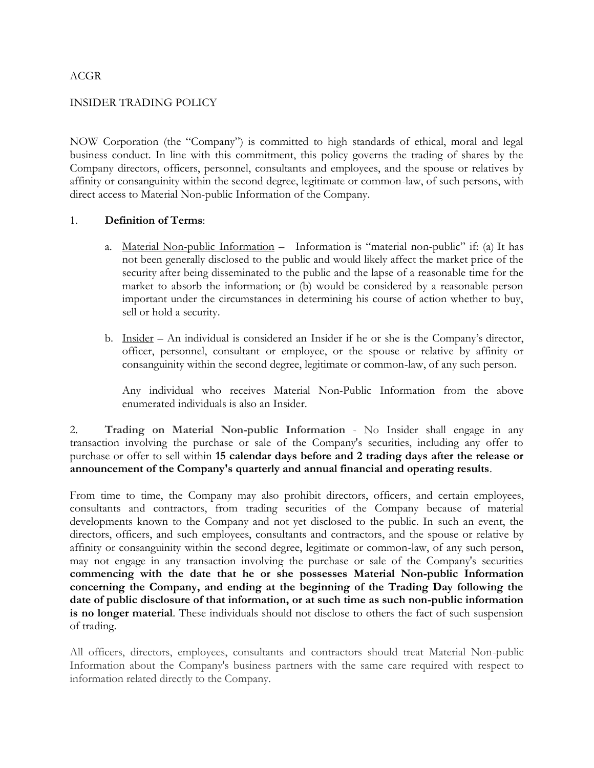ACGR

INSIDER TRADING POLICY

NOW Corporation (the "Company") is committed to high standards of ethical, moral and legal business conduct. In line with this commitment, this policy governs the trading of shares by the Company directors, officers, personnel, consultants and employees, and the spouse or relatives by affinity or consanguinity within the second degree, legitimate or common-law, of such persons, with direct access to Material Non-public Information of the Company.

1. **Definition of Terms**:

   a. Material Non-public Information – Information is "material non-public" if: (a) It has not been generally disclosed to the public and would likely affect the market price of the security after being disseminated to the public and the lapse of a reasonable time for the market to absorb the information; or (b) would be considered by a reasonable person important under the circumstances in determining his course of action whether to buy, sell or hold a security.

   b. Insider – An individual is considered an Insider if he or she is the Company's director, officer, personnel, consultant or employee, or the spouse or relative by affinity or consanguinity within the second degree, legitimate or common-law, of any such person.

      Any individual who receives Material Non-Public Information from the above enumerated individuals is also an Insider.

2. **Trading on Material Non-public Information** - No Insider shall engage in any transaction involving the purchase or sale of the Company's securities, including any offer to purchase or offer to sell within **15 calendar days before and 2 trading days after the release or announcement of the Company's quarterly and annual financial and operating results**.

From time to time, the Company may also prohibit directors, officers, and certain employees, consultants and contractors, from trading securities of the Company because of material developments known to the Company and not yet disclosed to the public. In such an event, the directors, officers, and such employees, consultants and contractors, and the spouse or relative by affinity or consanguinity within the second degree, legitimate or common-law, of any such person, may not engage in any transaction involving the purchase or sale of the Company's securities **commencing with the date that he or she possesses Material Non-public Information concerning the Company, and ending at the beginning of the Trading Day following the date of public disclosure of that information, or at such time as such non-public information is no longer material**. These individuals should not disclose to others the fact of such suspension of trading.

All officers, directors, employees, consultants and contractors should treat Material Non-public Information about the Company's business partners with the same care required with respect to information related directly to the Company.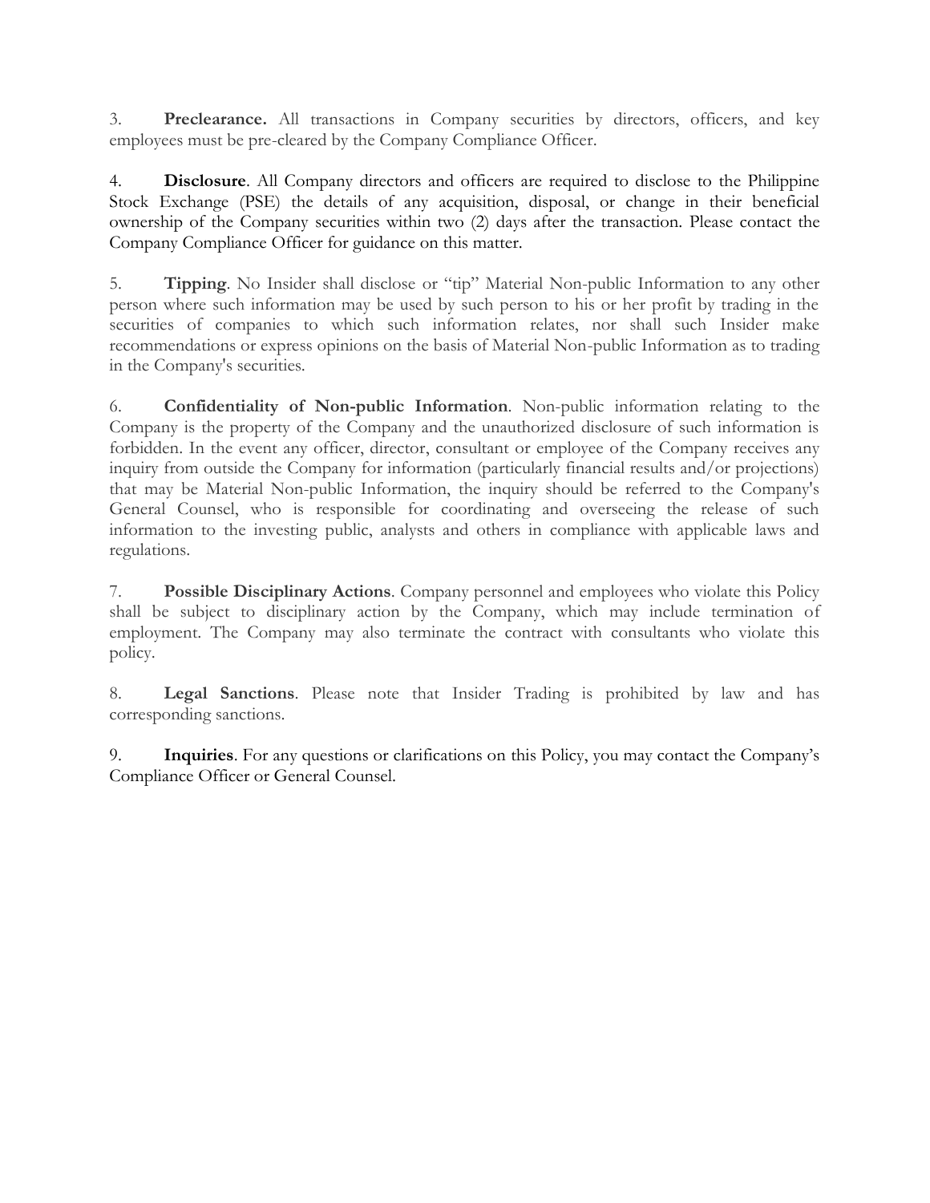3. **Preclearance.** All transactions in Company securities by directors, officers, and key employees must be pre-cleared by the Company Compliance Officer.

4. **Disclosure**. All Company directors and officers are required to disclose to the Philippine Stock Exchange (PSE) the details of any acquisition, disposal, or change in their beneficial ownership of the Company securities within two (2) days after the transaction. Please contact the Company Compliance Officer for guidance on this matter.

5. **Tipping**. No Insider shall disclose or "tip" Material Non-public Information to any other person where such information may be used by such person to his or her profit by trading in the securities of companies to which such information relates, nor shall such Insider make recommendations or express opinions on the basis of Material Non-public Information as to trading in the Company's securities.

6. **Confidentiality of Non-public Information**. Non-public information relating to the Company is the property of the Company and the unauthorized disclosure of such information is forbidden. In the event any officer, director, consultant or employee of the Company receives any inquiry from outside the Company for information (particularly financial results and/or projections) that may be Material Non-public Information, the inquiry should be referred to the Company's General Counsel, who is responsible for coordinating and overseeing the release of such information to the investing public, analysts and others in compliance with applicable laws and regulations.

7. **Possible Disciplinary Actions**. Company personnel and employees who violate this Policy shall be subject to disciplinary action by the Company, which may include termination of employment. The Company may also terminate the contract with consultants who violate this policy.

8. **Legal Sanctions**. Please note that Insider Trading is prohibited by law and has corresponding sanctions.

9. **Inquiries**. For any questions or clarifications on this Policy, you may contact the Company's Compliance Officer or General Counsel.